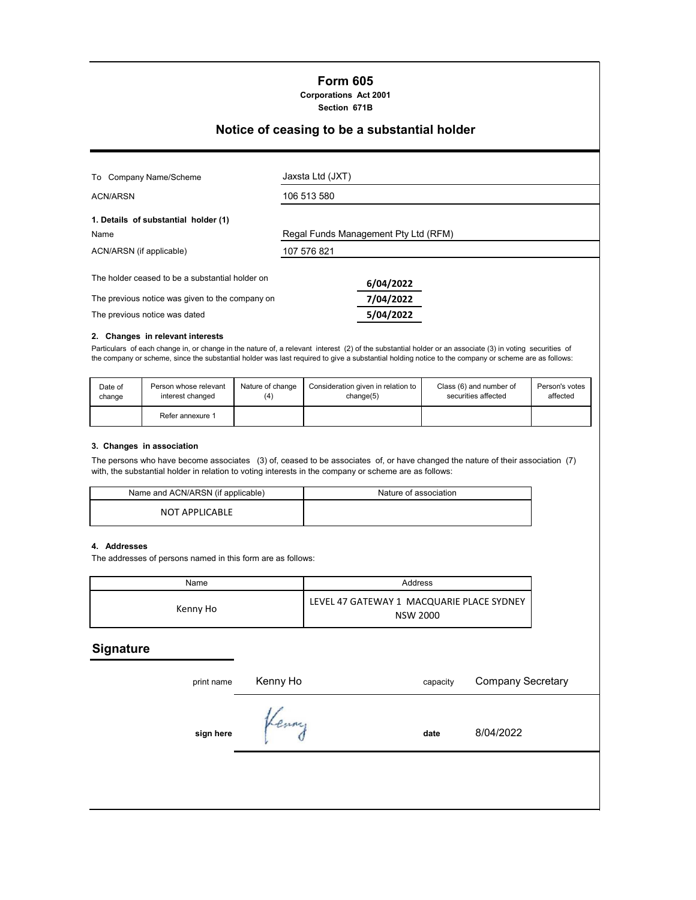# Form 605

**Corporations Act 2001**

**Section 671B**

## Notice of ceasing to be a substantial holder

| | |
|---|---|
| To Company Name/Scheme | Jaxsta Ltd (JXT) |
| ACN/ARSN | 106 513 580 |

**1. Details of substantial holder (1)**

| | |
|---|---|
| Name | Regal Funds Management Pty Ltd (RFM) |
| ACN/ARSN (if applicable) | 107 576 821 |

| | |
|---|---|
| The holder ceased to be a substantial holder on | **6/04/2022** |
| The previous notice was given to the company on | **7/04/2022** |
| The previous notice was dated | **5/04/2022** |

**2. Changes in relevant interests**

Particulars of each change in, or change in the nature of, a relevant interest (2) of the substantial holder or an associate (3) in voting securities of the company or scheme, since the substantial holder was last required to give a substantial holding notice to the company or scheme are as follows:

| Date of change | Person whose relevant interest changed | Nature of change (4) | Consideration given in relation to change(5) | Class (6) and number of securities affected | Person's votes affected |
|---|---|---|---|---|---|
| | Refer annexure 1 | | | | |

**3. Changes in association**

The persons who have become associates (3) of, ceased to be associates of, or have changed the nature of their association (7) with, the substantial holder in relation to voting interests in the company or scheme are as follows:

| Name and ACN/ARSN (if applicable) | Nature of association |
|---|---|
| NOT APPLICABLE | |

**4. Addresses**

The addresses of persons named in this form are as follows:

| Name | Address |
|---|---|
| Kenny Ho | LEVEL 47 GATEWAY 1 MACQUARIE PLACE SYDNEY NSW 2000 |

## Signature

| | | | |
|---|---|---|---|
| print name | Kenny Ho | capacity | Company Secretary |
| **sign here** | Kenny | **date** | 8/04/2022 |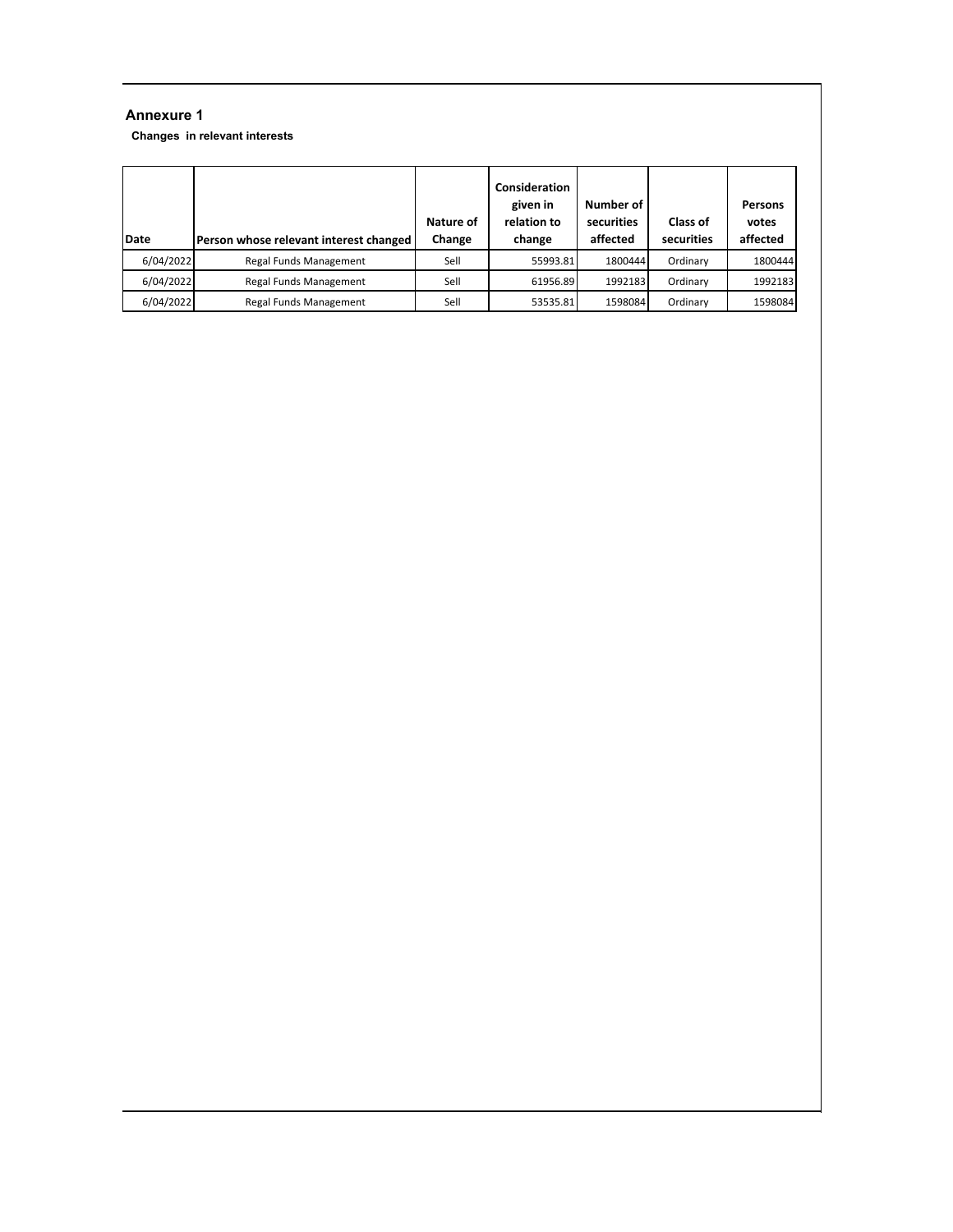## Annexure 1

**Changes in relevant interests**

| Date | Person whose relevant interest changed | Nature of Change | Consideration given in relation to change | Number of securities affected | Class of securities | Persons votes affected |
|---|---|---|---|---|---|---|
| 6/04/2022 | Regal Funds Management | Sell | 55993.81 | 1800444 | Ordinary | 1800444 |
| 6/04/2022 | Regal Funds Management | Sell | 61956.89 | 1992183 | Ordinary | 1992183 |
| 6/04/2022 | Regal Funds Management | Sell | 53535.81 | 1598084 | Ordinary | 1598084 |